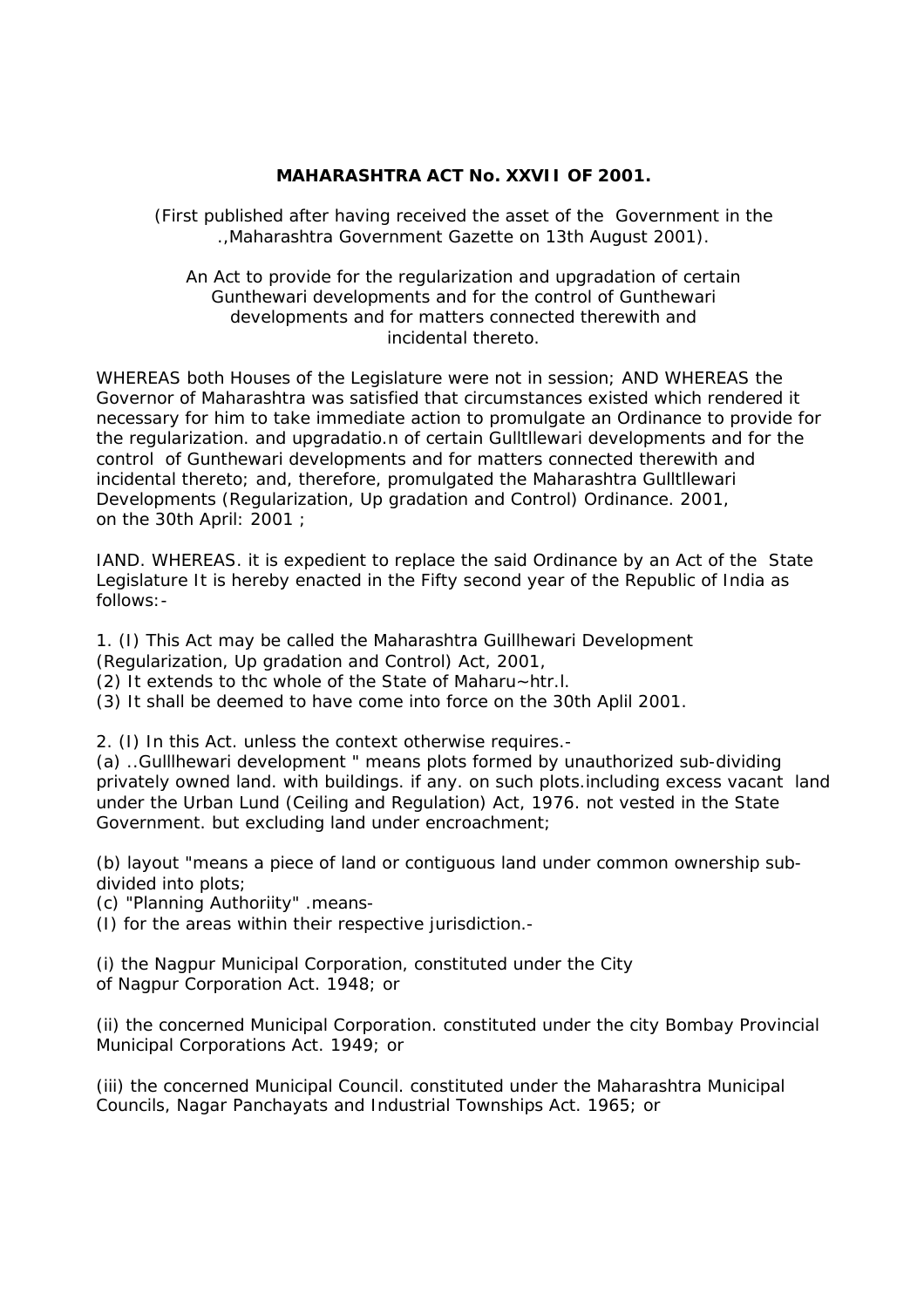**MAHARASHTRA ACT No. XXVII OF 2001.**

(First published after having received the asset of the Government in the .,Maharashtra Government Gazette on 13th August 2001).

An Act to provide for the regularization and upgradation of certain Gunthewari developments and for the control of Gunthewari developments and for matters connected therewith and incidental thereto.

WHEREAS both Houses of the Legislature were not in session; AND WHEREAS the Governor of Maharashtra was satisfied that circumstances existed which rendered it necessary for him to take immediate action to promulgate an Ordinance to provide for the regularization. and upgradatio.n of certain Gulltllewari developments and for the control of Gunthewari developments and for matters connected therewith and incidental thereto; and, therefore, promulgated the Maharashtra Gulltllewari Developments (Regularization, Up gradation and Control) Ordinance. 2001, on the 30th April: 2001 ;

IAND. WHEREAS. it is expedient to replace the said Ordinance by an Act of the State Legislature It is hereby enacted in the Fifty second year of the Republic of India as follows:-

1. (I) This Act may be called the Maharashtra Guillhewari Development (Regularization, Up gradation and Control) Act, 2001,
(2) It extends to thc whole of the State of Maharu~htr.l.
(3) It shall be deemed to have come into force on the 30th Aplil 2001.

2. (I) In this Act. unless the context otherwise requires.-
(a) ..Gulllhewari development " means plots formed by unauthorized sub-dividing privately owned land. with buildings. if any. on such plots.including excess vacant land under the Urban Lund (Ceiling and Regulation) Act, 1976. not vested in the State Government. but excluding land under encroachment;

(b) layout "means a piece of land or contiguous land under common ownership sub-divided into plots;
(c) "Planning Authoriity" .means-
(I) for the areas within their respective jurisdiction.-

(i) the Nagpur Municipal Corporation, constituted under the City of Nagpur Corporation Act. 1948; or

(ii) the concerned Municipal Corporation. constituted under the city Bombay Provincial Municipal Corporations Act. 1949; or

(iii) the concerned Municipal Council. constituted under the Maharashtra Municipal Councils, Nagar Panchayats and Industrial Townships Act. 1965; or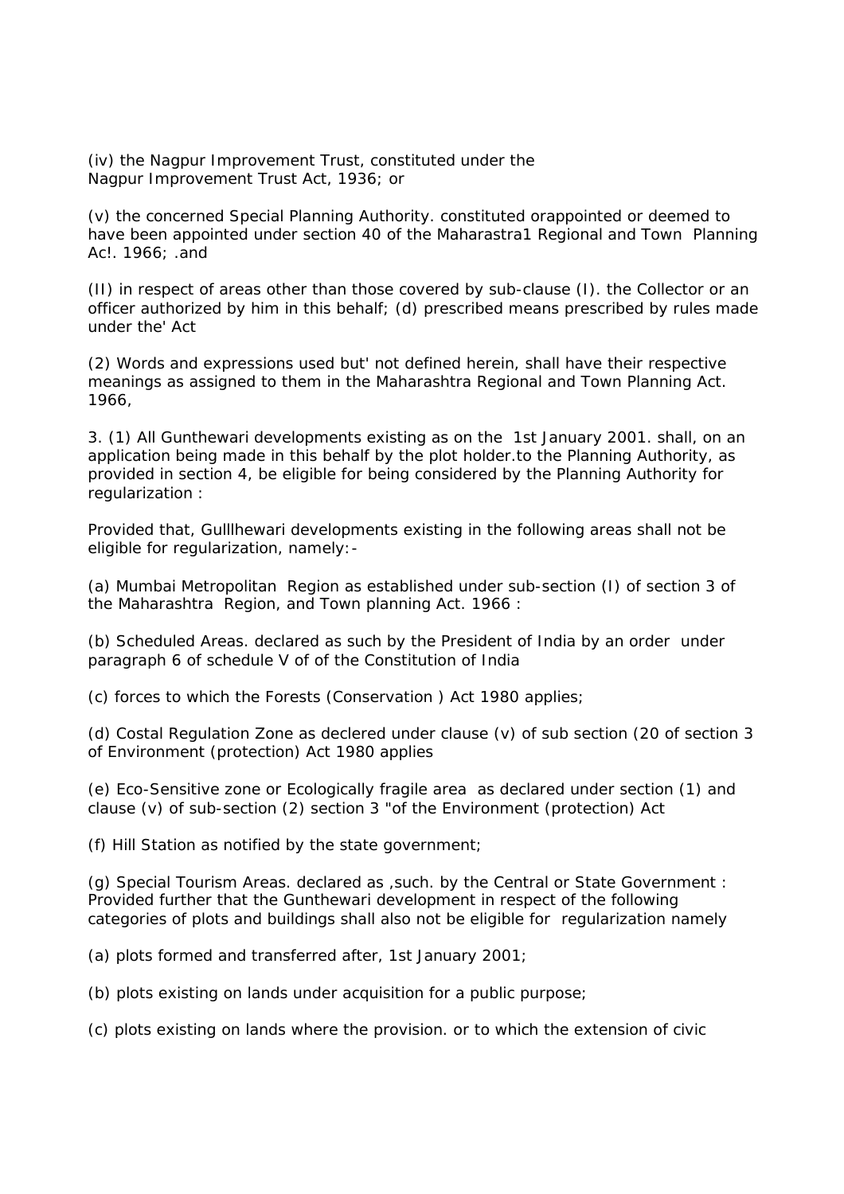(iv) the Nagpur Improvement Trust, constituted under the Nagpur Improvement Trust Act, 1936; or

(v) the concerned Special Planning Authority. constituted orappointed or deemed to have been appointed under section 40 of the Maharastra1 Regional and Town Planning Ac!. 1966; .and

(II) in respect of areas other than those covered by sub-clause (I). the Collector or an officer authorized by him in this behalf; (d) prescribed means prescribed by rules made under the' Act

(2) Words and expressions used but' not defined herein, shall have their respective meanings as assigned to them in the Maharashtra Regional and Town Planning Act. 1966,

3. (1) All Gunthewari developments existing as on the 1st January 2001. shall, on an application being made in this behalf by the plot holder.to the Planning Authority, as provided in section 4, be eligible for being considered by the Planning Authority for regularization :

Provided that, Gulllhewari developments existing in the following areas shall not be eligible for regularization, namely:-

(a) Mumbai Metropolitan Region as established under sub-section (I) of section 3 of the Maharashtra Region, and Town planning Act. 1966 :

(b) Scheduled Areas. declared as such by the President of India by an order under paragraph 6 of schedule V of of the Constitution of India

(c) forces to which the Forests (Conservation ) Act 1980 applies;

(d) Costal Regulation Zone as declered under clause (v) of sub section (20 of section 3 of Environment (protection) Act 1980 applies

(e) Eco-Sensitive zone or Ecologically fragile area as declared under section (1) and clause (v) of sub-section (2) section 3 "of the Environment (protection) Act

(f) Hill Station as notified by the state government;

(g) Special Tourism Areas. declared as ,such. by the Central or State Government : Provided further that the Gunthewari development in respect of the following categories of plots and buildings shall also not be eligible for regularization namely

(a) plots formed and transferred after, 1st January 2001;

(b) plots existing on lands under acquisition for a public purpose;

(c) plots existing on lands where the provision. or to which the extension of civic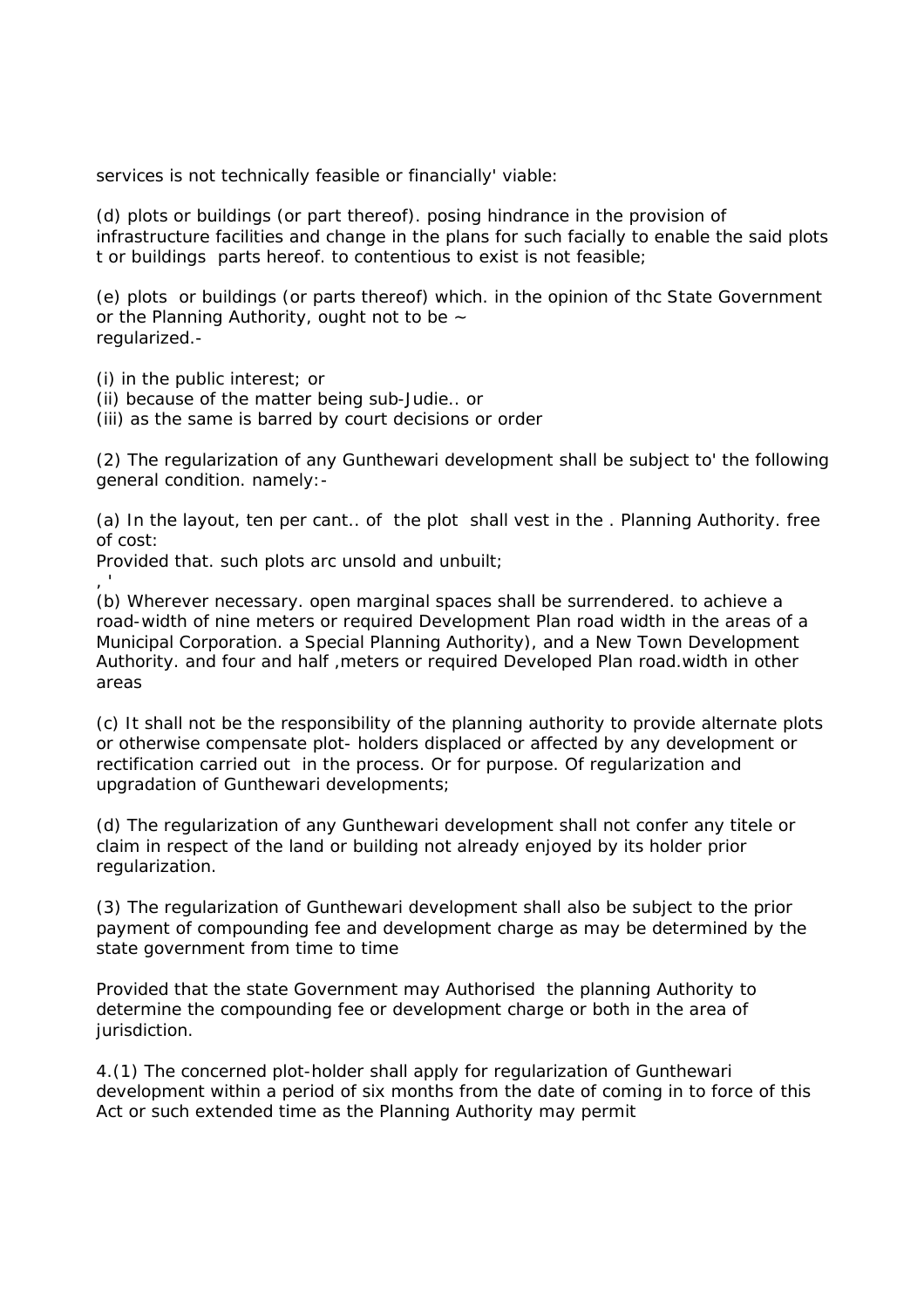services is not technically feasible or financially' viable:

(d) plots or buildings (or part thereof). posing hindrance in the provision of infrastructure facilities and change in the plans for such facially to enable the said plots t or buildings  parts hereof. to contentious to exist is not feasible;

(e) plots  or buildings (or parts thereof) which. in the opinion of thc State Government or the Planning Authority, ought not to be ~
regularized.-

(i) in the public interest; or
(ii) because of the matter being sub-Judie.. or
(iii) as the same is barred by court decisions or order

(2) The regularization of any Gunthewari development shall be subject to' the following general condition. namely:-

(a) In the layout, ten per cant.. of  the plot  shall vest in the . Planning Authority. free of cost:
Provided that. such plots arc unsold and unbuilt;
, '
(b) Wherever necessary. open marginal spaces shall be surrendered. to achieve a road-width of nine meters or required Development Plan road width in the areas of a Municipal Corporation. a Special Planning Authority), and a New Town Development Authority. and four and half ,meters or required Developed Plan road.width in other areas

(c) It shall not be the responsibility of the planning authority to provide alternate plots or otherwise compensate plot- holders displaced or affected by any development or rectification carried out  in the process. Or for purpose. Of regularization and upgradation of Gunthewari developments;

(d) The regularization of any Gunthewari development shall not confer any titele or claim in respect of the land or building not already enjoyed by its holder prior regularization.

(3) The regularization of Gunthewari development shall also be subject to the prior payment of compounding fee and development charge as may be determined by the state government from time to time

Provided that the state Government may Authorised  the planning Authority to determine the compounding fee or development charge or both in the area of jurisdiction.

4.(1) The concerned plot-holder shall apply for regularization of Gunthewari development within a period of six months from the date of coming in to force of this Act or such extended time as the Planning Authority may permit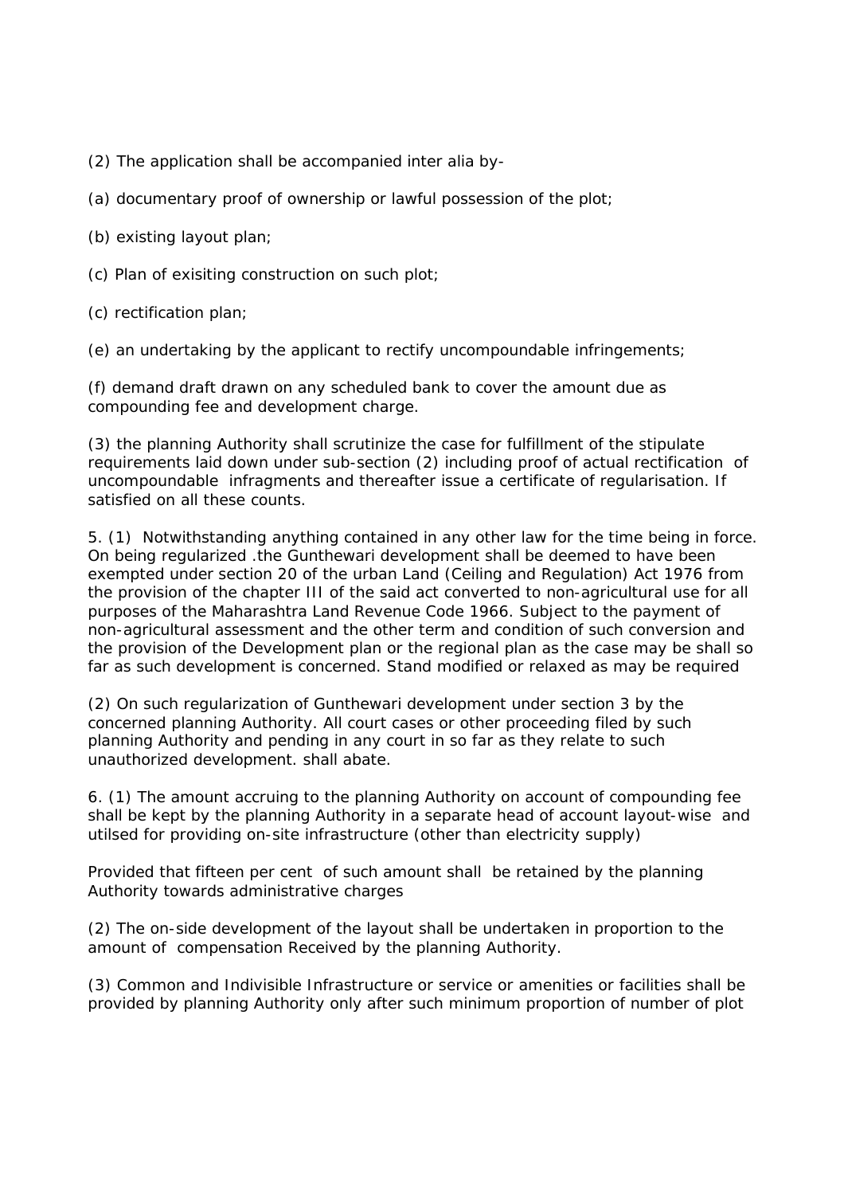(2) The application shall be accompanied inter alia by-

(a) documentary proof of ownership or lawful possession of the plot;

(b) existing layout plan;

(c) Plan of exisiting construction on such plot;

(c) rectification plan;

(e) an undertaking by the applicant to rectify uncompoundable infringements;

(f) demand draft drawn on any scheduled bank to cover the amount due as compounding fee and development charge.

(3) the planning Authority shall scrutinize the case for fulfillment of the stipulate requirements laid down under sub-section (2) including proof of actual rectification of uncompoundable infragments and thereafter issue a certificate of regularisation. If satisfied on all these counts.

5. (1) Notwithstanding anything contained in any other law for the time being in force. On being regularized .the Gunthewari development shall be deemed to have been exempted under section 20 of the urban Land (Ceiling and Regulation) Act 1976 from the provision of the chapter III of the said act converted to non-agricultural use for all purposes of the Maharashtra Land Revenue Code 1966. Subject to the payment of non-agricultural assessment and the other term and condition of such conversion and the provision of the Development plan or the regional plan as the case may be shall so far as such development is concerned. Stand modified or relaxed as may be required

(2) On such regularization of Gunthewari development under section 3 by the concerned planning Authority. All court cases or other proceeding filed by such planning Authority and pending in any court in so far as they relate to such unauthorized development. shall abate.

6. (1) The amount accruing to the planning Authority on account of compounding fee shall be kept by the planning Authority in a separate head of account layout-wise and utilsed for providing on-site infrastructure (other than electricity supply)

Provided that fifteen per cent of such amount shall be retained by the planning Authority towards administrative charges

(2) The on-side development of the layout shall be undertaken in proportion to the amount of compensation Received by the planning Authority.

(3) Common and Indivisible Infrastructure or service or amenities or facilities shall be provided by planning Authority only after such minimum proportion of number of plot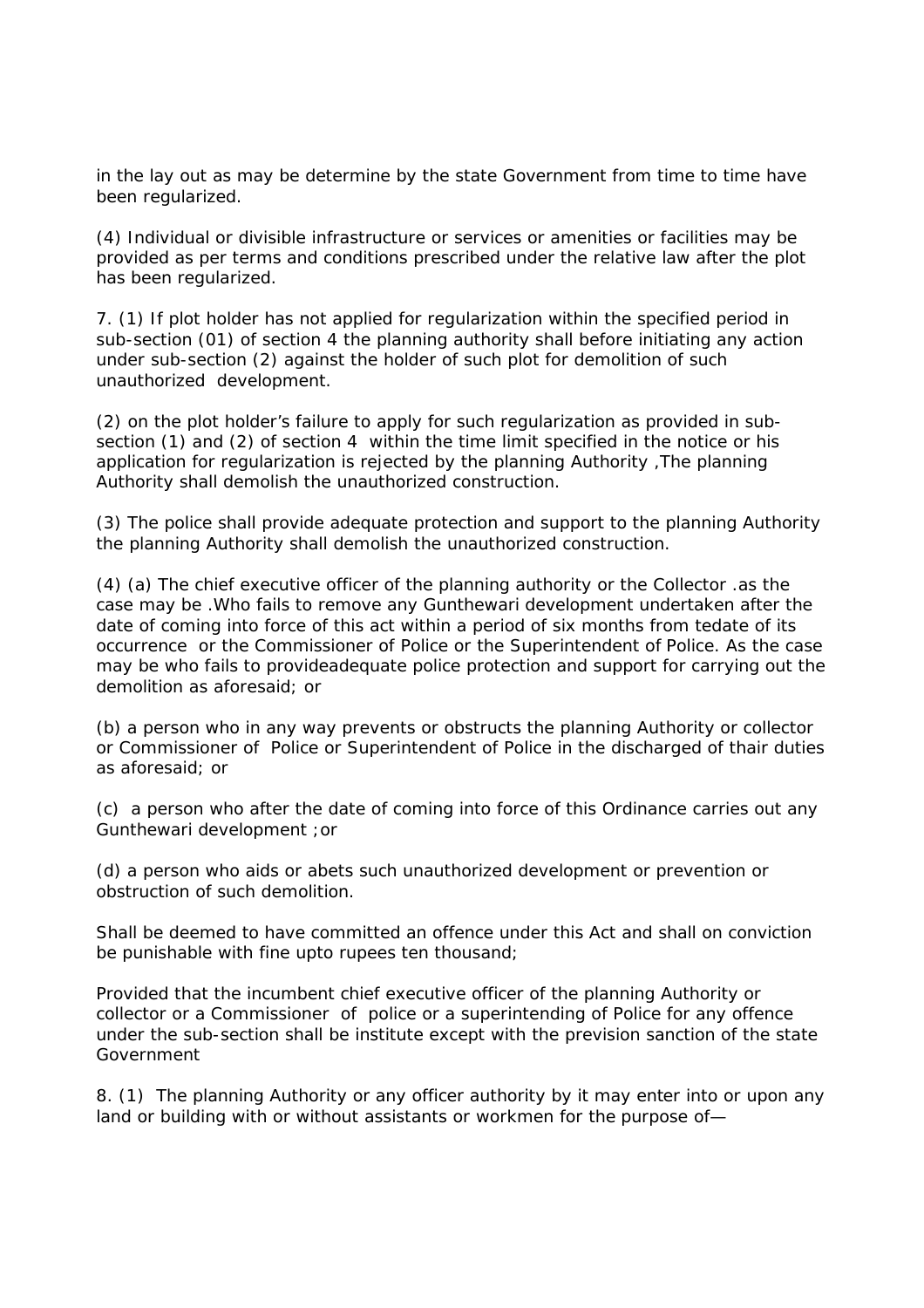in the lay out as may be determine by the state Government from time to time have been regularized.

(4) Individual or divisible infrastructure or services or amenities or facilities may be provided as per terms and conditions prescribed under the relative law after the plot has been regularized.

7. (1) If plot holder has not applied for regularization within the specified period in sub-section (01) of section 4 the planning authority shall before initiating any action under sub-section (2) against the holder of such plot for demolition of such unauthorized development.

(2) on the plot holder's failure to apply for such regularization as provided in sub-section (1) and (2) of section 4 within the time limit specified in the notice or his application for regularization is rejected by the planning Authority ,The planning Authority shall demolish the unauthorized construction.

(3) The police shall provide adequate protection and support to the planning Authority the planning Authority shall demolish the unauthorized construction.

(4) (a) The chief executive officer of the planning authority or the Collector .as the case may be .Who fails to remove any Gunthewari development undertaken after the date of coming into force of this act within a period of six months from tedate of its occurrence or the Commissioner of Police or the Superintendent of Police. As the case may be who fails to provideadequate police protection and support for carrying out the demolition as aforesaid; or

(b) a person who in any way prevents or obstructs the planning Authority or collector or Commissioner of Police or Superintendent of Police in the discharged of thair duties as aforesaid; or

(c) a person who after the date of coming into force of this Ordinance carries out any Gunthewari development ;or

(d) a person who aids or abets such unauthorized development or prevention or obstruction of such demolition.

Shall be deemed to have committed an offence under this Act and shall on conviction be punishable with fine upto rupees ten thousand;

Provided that the incumbent chief executive officer of the planning Authority or collector or a Commissioner of police or a superintending of Police for any offence under the sub-section shall be institute except with the prevision sanction of the state Government

8. (1) The planning Authority or any officer authority by it may enter into or upon any land or building with or without assistants or workmen for the purpose of—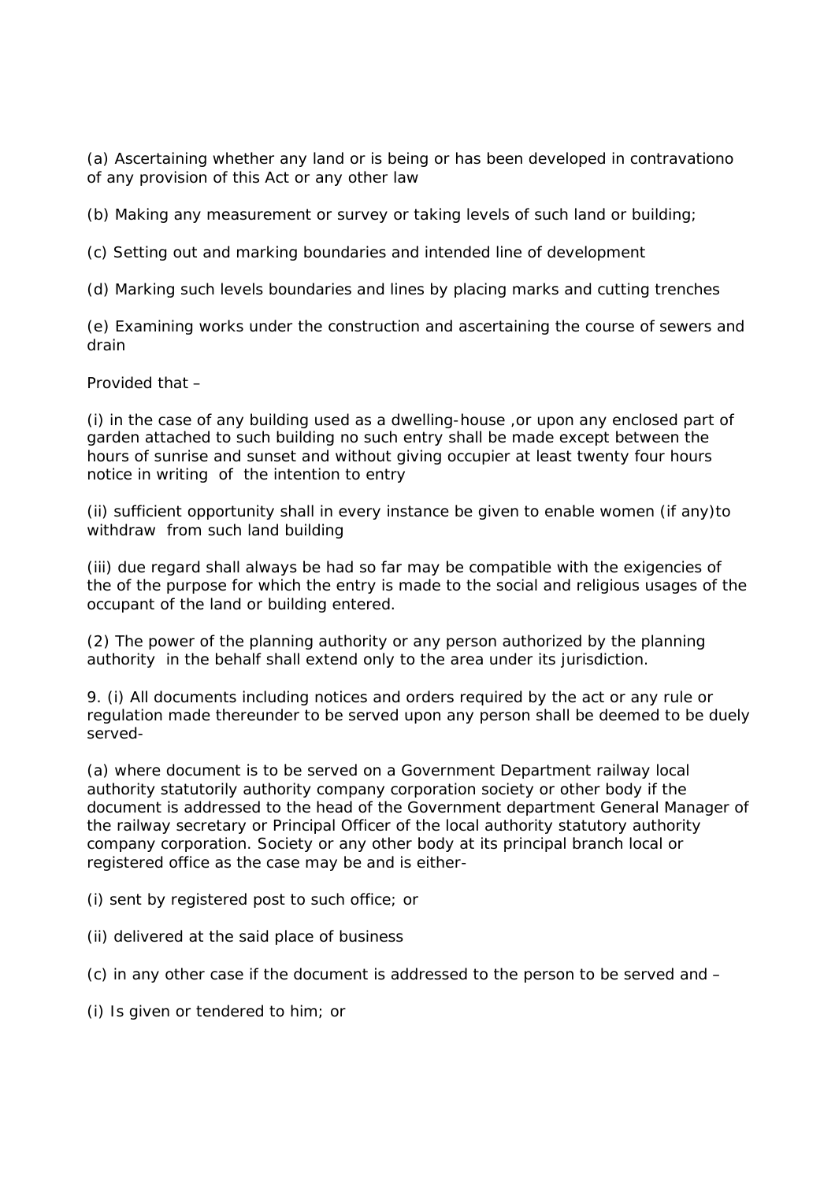(a) Ascertaining whether any land or is being or has been developed in contravationo of any provision of this Act or any other law

(b) Making any measurement or survey or taking levels of such land or building;

(c) Setting out and marking boundaries and intended line of development

(d) Marking such levels boundaries and lines by placing marks and cutting trenches

(e) Examining works under the construction and ascertaining the course of sewers and drain

Provided that –

(i) in the case of any building used as a dwelling-house ,or upon any enclosed part of garden attached to such building no such entry shall be made except between the hours of sunrise and sunset and without giving occupier at least twenty four hours notice in writing of the intention to entry

(ii) sufficient opportunity shall in every instance be given to enable women (if any)to withdraw from such land building

(iii) due regard shall always be had so far may be compatible with the exigencies of the of the purpose for which the entry is made to the social and religious usages of the occupant of the land or building entered.

(2) The power of the planning authority or any person authorized by the planning authority in the behalf shall extend only to the area under its jurisdiction.

9. (i) All documents including notices and orders required by the act or any rule or regulation made thereunder to be served upon any person shall be deemed to be duely served-

(a) where document is to be served on a Government Department railway local authority statutorily authority company corporation society or other body if the document is addressed to the head of the Government department General Manager of the railway secretary or Principal Officer of the local authority statutory authority company corporation. Society or any other body at its principal branch local or registered office as the case may be and is either-

(i) sent by registered post to such office; or

(ii) delivered at the said place of business

(c) in any other case if the document is addressed to the person to be served and –

(i) Is given or tendered to him; or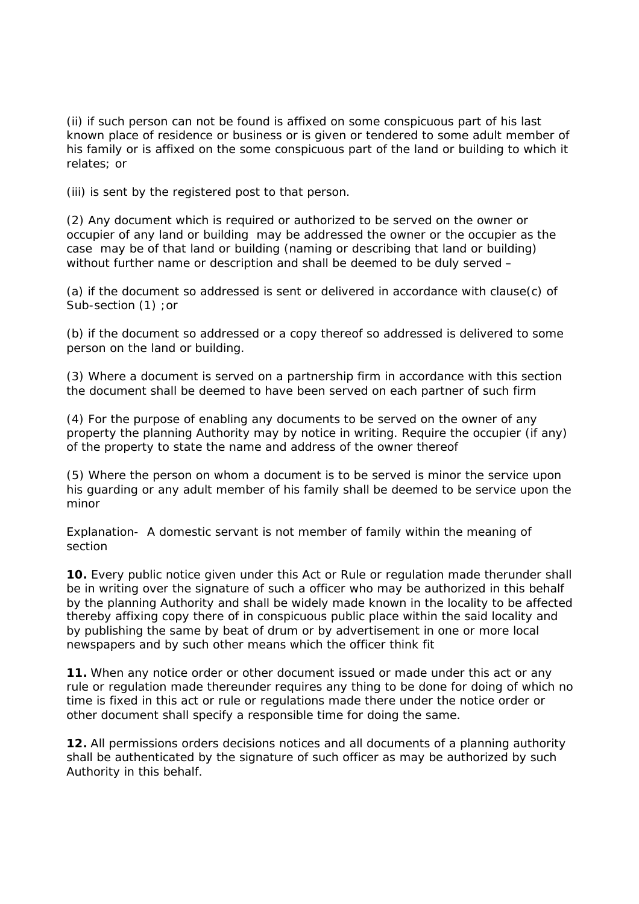(ii) if such person can not be found is affixed on some conspicuous part of his last known place of residence or business or is given or tendered to some adult member of his family or is affixed on the some conspicuous part of the land or building to which it relates; or

(iii) is sent by the registered post to that person.

(2) Any document which is required or authorized to be served on the owner or occupier of any land or building may be addressed the owner or the occupier as the case may be of that land or building (naming or describing that land or building) without further name or description and shall be deemed to be duly served –

(a) if the document so addressed is sent or delivered in accordance with clause(c) of Sub-section (1) ;or

(b) if the document so addressed or a copy thereof so addressed is delivered to some person on the land or building.

(3) Where a document is served on a partnership firm in accordance with this section the document shall be deemed to have been served on each partner of such firm

(4) For the purpose of enabling any documents to be served on the owner of any property the planning Authority may by notice in writing. Require the occupier (if any) of the property to state the name and address of the owner thereof

(5) Where the person on whom a document is to be served is minor the service upon his guarding or any adult member of his family shall be deemed to be service upon the minor

Explanation- A domestic servant is not member of family within the meaning of section

**10.** Every public notice given under this Act or Rule or regulation made therunder shall be in writing over the signature of such a officer who may be authorized in this behalf by the planning Authority and shall be widely made known in the locality to be affected thereby affixing copy there of in conspicuous public place within the said locality and by publishing the same by beat of drum or by advertisement in one or more local newspapers and by such other means which the officer think fit

**11.** When any notice order or other document issued or made under this act or any rule or regulation made thereunder requires any thing to be done for doing of which no time is fixed in this act or rule or regulations made there under the notice order or other document shall specify a responsible time for doing the same.

**12.** All permissions orders decisions notices and all documents of a planning authority shall be authenticated by the signature of such officer as may be authorized by such Authority in this behalf.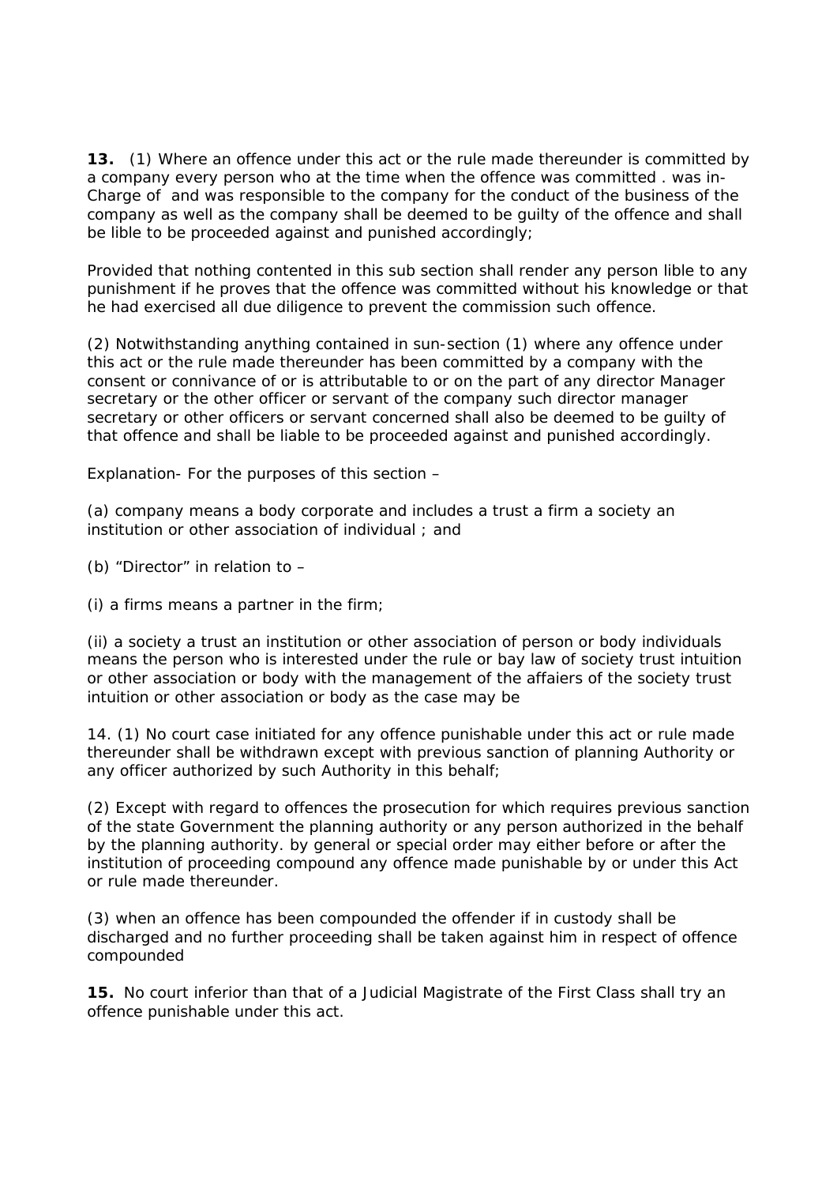**13.** (1) Where an offence under this act or the rule made thereunder is committed by a company every person who at the time when the offence was committed . was in-Charge of and was responsible to the company for the conduct of the business of the company as well as the company shall be deemed to be guilty of the offence and shall be lible to be proceeded against and punished accordingly;

Provided that nothing contented in this sub section shall render any person lible to any punishment if he proves that the offence was committed without his knowledge or that he had exercised all due diligence to prevent the commission such offence.

(2) Notwithstanding anything contained in sun-section (1) where any offence under this act or the rule made thereunder has been committed by a company with the consent or connivance of or is attributable to or on the part of any director Manager secretary or the other officer or servant of the company such director manager secretary or other officers or servant concerned shall also be deemed to be guilty of that offence and shall be liable to be proceeded against and punished accordingly.

Explanation- For the purposes of this section –

(a) company means a body corporate and includes a trust a firm a society an institution or other association of individual ; and

(b) "Director" in relation to –

(i) a firms means a partner in the firm;

(ii) a society a trust an institution or other association of person or body individuals means the person who is interested under the rule or bay law of society trust intuition or other association or body with the management of the affaiers of the society trust intuition or other association or body as the case may be

14. (1) No court case initiated for any offence punishable under this act or rule made thereunder shall be withdrawn except with previous sanction of planning Authority or any officer authorized by such Authority in this behalf;

(2) Except with regard to offences the prosecution for which requires previous sanction of the state Government the planning authority or any person authorized in the behalf by the planning authority. by general or special order may either before or after the institution of proceeding compound any offence made punishable by or under this Act or rule made thereunder.

(3) when an offence has been compounded the offender if in custody shall be discharged and no further proceeding shall be taken against him in respect of offence compounded

**15.** No court inferior than that of a Judicial Magistrate of the First Class shall try an offence punishable under this act.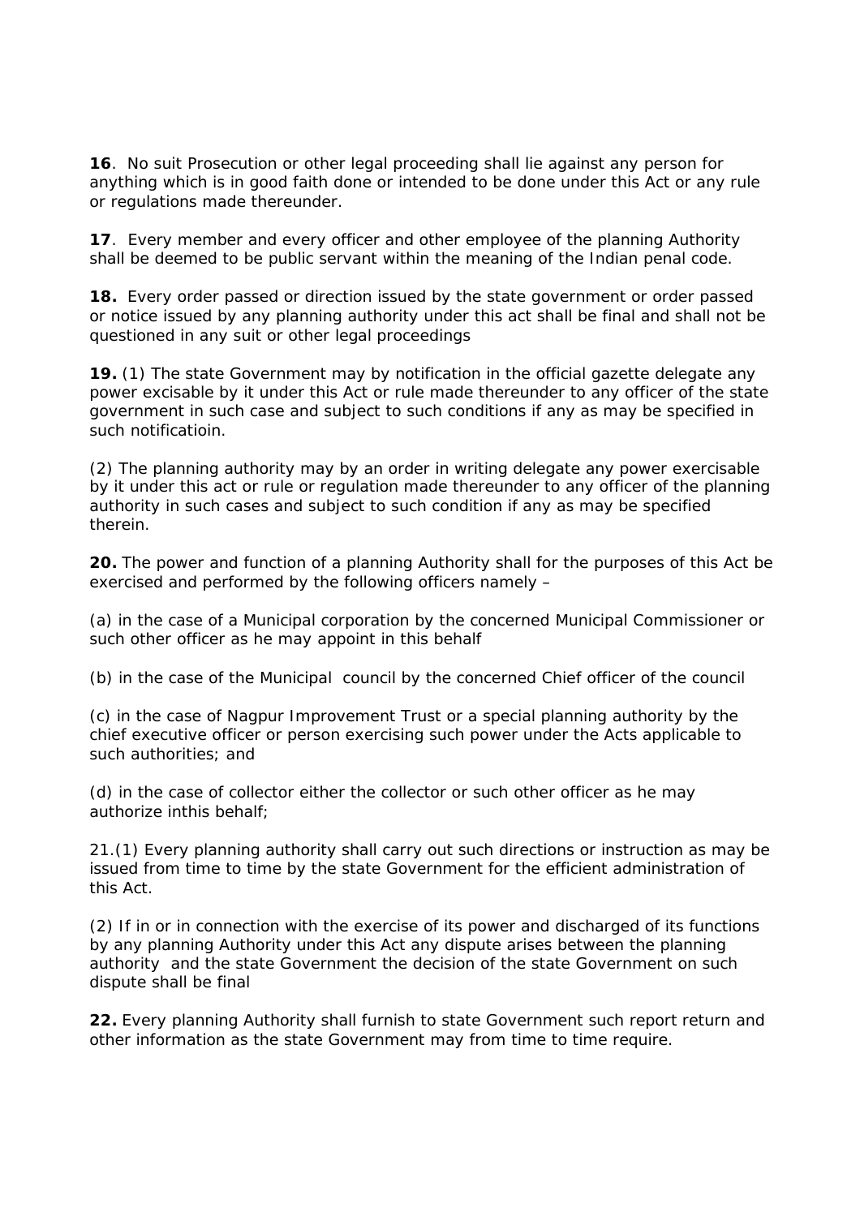**16**. No suit Prosecution or other legal proceeding shall lie against any person for anything which is in good faith done or intended to be done under this Act or any rule or regulations made thereunder.

**17**. Every member and every officer and other employee of the planning Authority shall be deemed to be public servant within the meaning of the Indian penal code.

**18.** Every order passed or direction issued by the state government or order passed or notice issued by any planning authority under this act shall be final and shall not be questioned in any suit or other legal proceedings

**19.** (1) The state Government may by notification in the official gazette delegate any power excisable by it under this Act or rule made thereunder to any officer of the state government in such case and subject to such conditions if any as may be specified in such notificatioin.

(2) The planning authority may by an order in writing delegate any power exercisable by it under this act or rule or regulation made thereunder to any officer of the planning authority in such cases and subject to such condition if any as may be specified therein.

**20.** The power and function of a planning Authority shall for the purposes of this Act be exercised and performed by the following officers namely –

(a) in the case of a Municipal corporation by the concerned Municipal Commissioner or such other officer as he may appoint in this behalf

(b) in the case of the Municipal council by the concerned Chief officer of the council

(c) in the case of Nagpur Improvement Trust or a special planning authority by the chief executive officer or person exercising such power under the Acts applicable to such authorities; and

(d) in the case of collector either the collector or such other officer as he may authorize inthis behalf;

21.(1) Every planning authority shall carry out such directions or instruction as may be issued from time to time by the state Government for the efficient administration of this Act.

(2) If in or in connection with the exercise of its power and discharged of its functions by any planning Authority under this Act any dispute arises between the planning authority and the state Government the decision of the state Government on such dispute shall be final

**22.** Every planning Authority shall furnish to state Government such report return and other information as the state Government may from time to time require.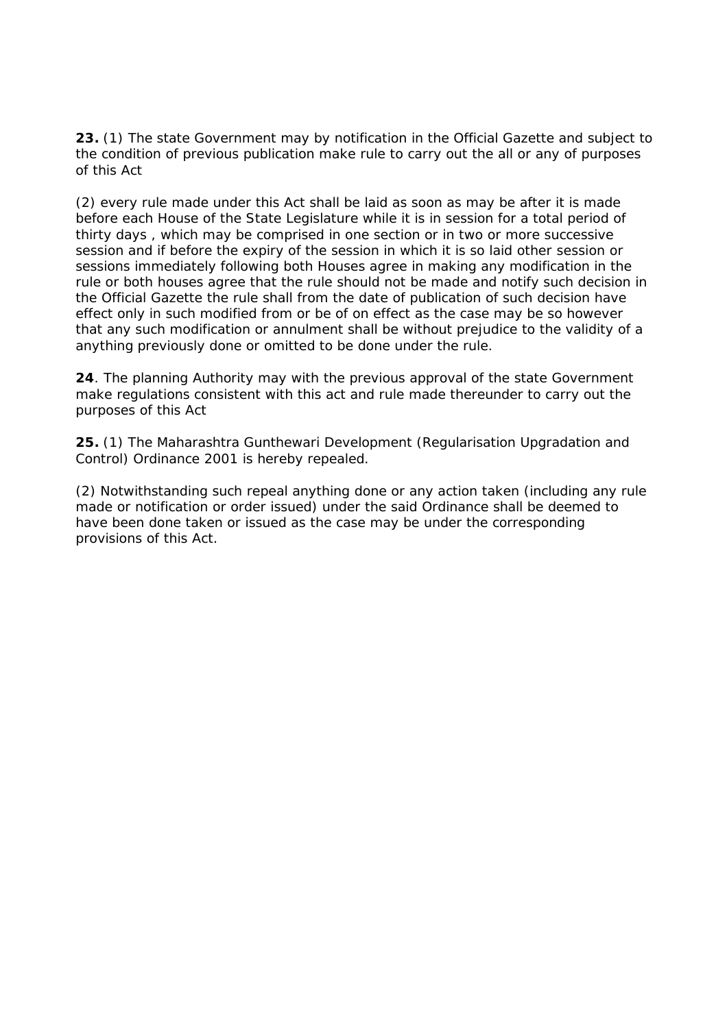**23.** (1) The state Government may by notification in the Official Gazette and subject to the condition of previous publication make rule to carry out the all or any of purposes of this Act

(2) every rule made under this Act shall be laid as soon as may be after it is made before each House of the State Legislature while it is in session for a total period of thirty days , which may be comprised in one section or in two or more successive session and if before the expiry of the session in which it is so laid other session or sessions immediately following both Houses agree in making any modification in the rule or both houses agree that the rule should not be made and notify such decision in the Official Gazette the rule shall from the date of publication of such decision have effect only in such modified from or be of on effect as the case may be so however that any such modification or annulment shall be without prejudice to the validity of a anything previously done or omitted to be done under the rule.

**24**. The planning Authority may with the previous approval of the state Government make regulations consistent with this act and rule made thereunder to carry out the purposes of this Act

**25.** (1) The Maharashtra Gunthewari Development (Regularisation Upgradation and Control) Ordinance 2001 is hereby repealed.

(2) Notwithstanding such repeal anything done or any action taken (including any rule made or notification or order issued) under the said Ordinance shall be deemed to have been done taken or issued as the case may be under the corresponding provisions of this Act.